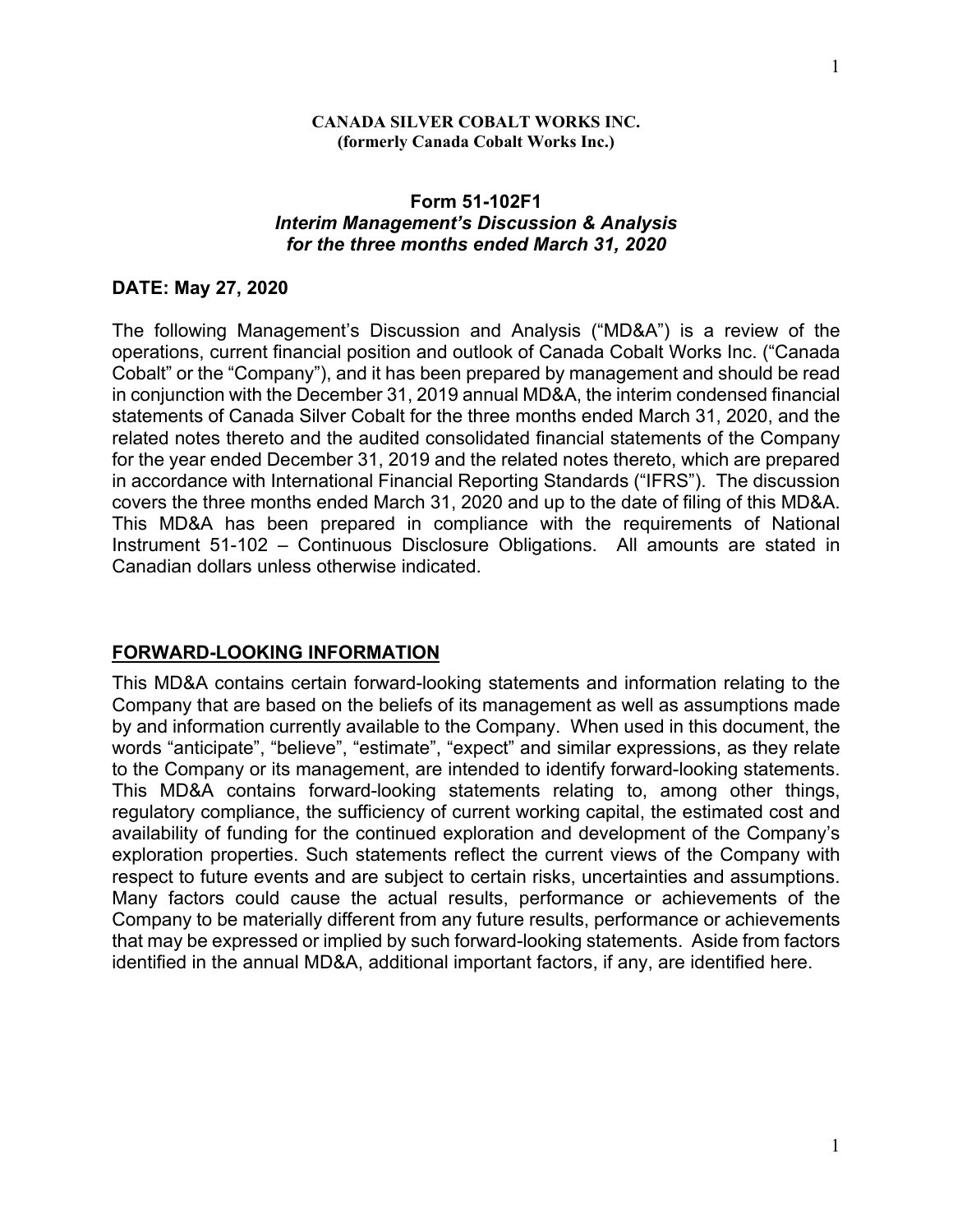**CANADA SILVER COBALT WORKS INC.**
**(formerly Canada Cobalt Works Inc.)**

# Form 51-102F1
## *Interim Management's Discussion & Analysis for the three months ended March 31, 2020*

**DATE: May 27, 2020**

The following Management's Discussion and Analysis ("MD&A") is a review of the operations, current financial position and outlook of Canada Cobalt Works Inc. ("Canada Cobalt" or the "Company"), and it has been prepared by management and should be read in conjunction with the December 31, 2019 annual MD&A, the interim condensed financial statements of Canada Silver Cobalt for the three months ended March 31, 2020, and the related notes thereto and the audited consolidated financial statements of the Company for the year ended December 31, 2019 and the related notes thereto, which are prepared in accordance with International Financial Reporting Standards ("IFRS"). The discussion covers the three months ended March 31, 2020 and up to the date of filing of this MD&A. This MD&A has been prepared in compliance with the requirements of National Instrument 51-102 – Continuous Disclosure Obligations. All amounts are stated in Canadian dollars unless otherwise indicated.

## FORWARD-LOOKING INFORMATION

This MD&A contains certain forward-looking statements and information relating to the Company that are based on the beliefs of its management as well as assumptions made by and information currently available to the Company. When used in this document, the words "anticipate", "believe", "estimate", "expect" and similar expressions, as they relate to the Company or its management, are intended to identify forward-looking statements. This MD&A contains forward-looking statements relating to, among other things, regulatory compliance, the sufficiency of current working capital, the estimated cost and availability of funding for the continued exploration and development of the Company's exploration properties. Such statements reflect the current views of the Company with respect to future events and are subject to certain risks, uncertainties and assumptions. Many factors could cause the actual results, performance or achievements of the Company to be materially different from any future results, performance or achievements that may be expressed or implied by such forward-looking statements. Aside from factors identified in the annual MD&A, additional important factors, if any, are identified here.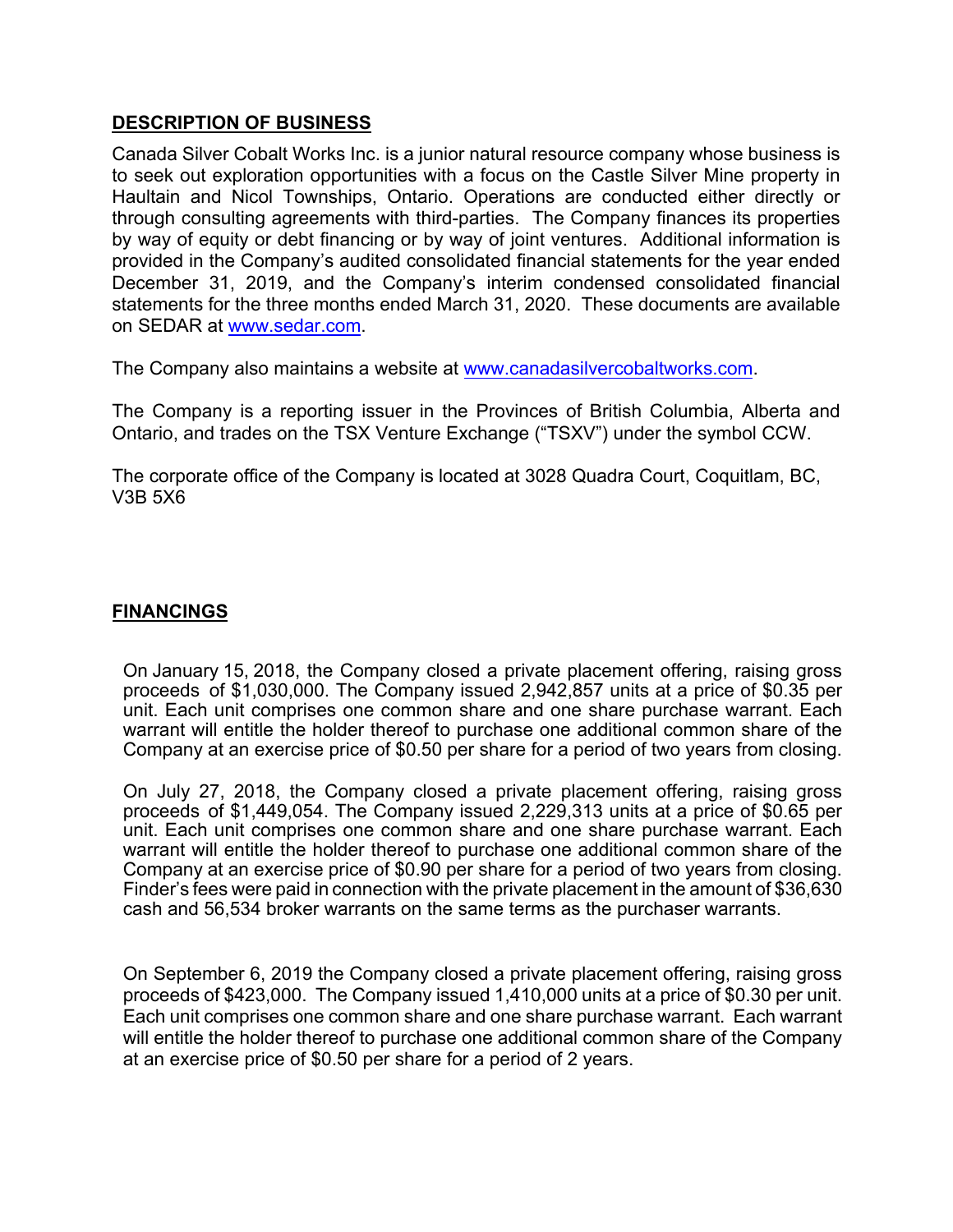## DESCRIPTION OF BUSINESS

Canada Silver Cobalt Works Inc. is a junior natural resource company whose business is to seek out exploration opportunities with a focus on the Castle Silver Mine property in Haultain and Nicol Townships, Ontario. Operations are conducted either directly or through consulting agreements with third-parties. The Company finances its properties by way of equity or debt financing or by way of joint ventures. Additional information is provided in the Company's audited consolidated financial statements for the year ended December 31, 2019, and the Company's interim condensed consolidated financial statements for the three months ended March 31, 2020. These documents are available on SEDAR at www.sedar.com.

The Company also maintains a website at www.canadasilvercobaltworks.com.

The Company is a reporting issuer in the Provinces of British Columbia, Alberta and Ontario, and trades on the TSX Venture Exchange ("TSXV") under the symbol CCW.

The corporate office of the Company is located at 3028 Quadra Court, Coquitlam, BC, V3B 5X6

## FINANCINGS

On January 15, 2018, the Company closed a private placement offering, raising gross proceeds of $1,030,000. The Company issued 2,942,857 units at a price of $0.35 per unit. Each unit comprises one common share and one share purchase warrant. Each warrant will entitle the holder thereof to purchase one additional common share of the Company at an exercise price of $0.50 per share for a period of two years from closing.

On July 27, 2018, the Company closed a private placement offering, raising gross proceeds of $1,449,054. The Company issued 2,229,313 units at a price of $0.65 per unit. Each unit comprises one common share and one share purchase warrant. Each warrant will entitle the holder thereof to purchase one additional common share of the Company at an exercise price of $0.90 per share for a period of two years from closing. Finder's fees were paid in connection with the private placement in the amount of $36,630 cash and 56,534 broker warrants on the same terms as the purchaser warrants.

On September 6, 2019 the Company closed a private placement offering, raising gross proceeds of $423,000. The Company issued 1,410,000 units at a price of $0.30 per unit. Each unit comprises one common share and one share purchase warrant. Each warrant will entitle the holder thereof to purchase one additional common share of the Company at an exercise price of $0.50 per share for a period of 2 years.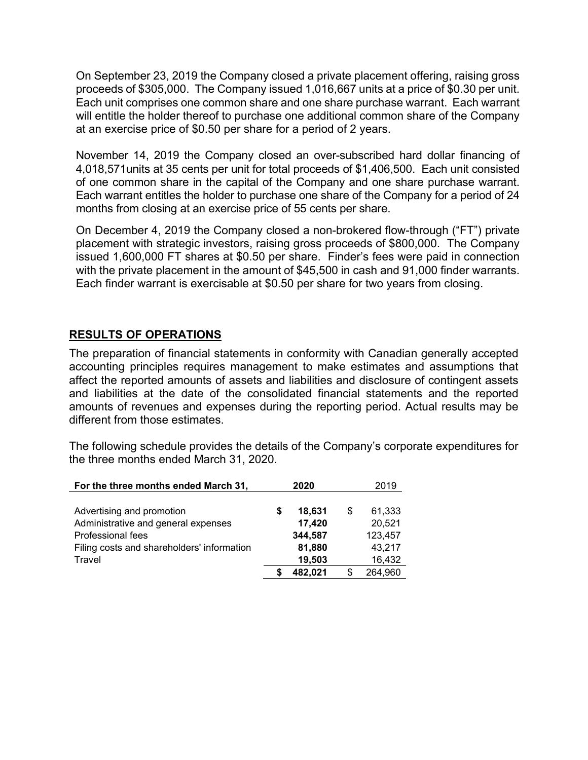On September 23, 2019 the Company closed a private placement offering, raising gross proceeds of $305,000. The Company issued 1,016,667 units at a price of $0.30 per unit. Each unit comprises one common share and one share purchase warrant. Each warrant will entitle the holder thereof to purchase one additional common share of the Company at an exercise price of $0.50 per share for a period of 2 years.

November 14, 2019 the Company closed an over-subscribed hard dollar financing of 4,018,571units at 35 cents per unit for total proceeds of $1,406,500. Each unit consisted of one common share in the capital of the Company and one share purchase warrant. Each warrant entitles the holder to purchase one share of the Company for a period of 24 months from closing at an exercise price of 55 cents per share.

On December 4, 2019 the Company closed a non-brokered flow-through ("FT") private placement with strategic investors, raising gross proceeds of $800,000. The Company issued 1,600,000 FT shares at $0.50 per share. Finder's fees were paid in connection with the private placement in the amount of $45,500 in cash and 91,000 finder warrants. Each finder warrant is exercisable at $0.50 per share for two years from closing.

## RESULTS OF OPERATIONS

The preparation of financial statements in conformity with Canadian generally accepted accounting principles requires management to make estimates and assumptions that affect the reported amounts of assets and liabilities and disclosure of contingent assets and liabilities at the date of the consolidated financial statements and the reported amounts of revenues and expenses during the reporting period. Actual results may be different from those estimates.

The following schedule provides the details of the Company's corporate expenditures for the three months ended March 31, 2020.

| **For the three months ended March 31,** | **2020** | 2019 |
|---|---|---|
| Advertising and promotion | **$ 18,631** | $ 61,333 |
| Administrative and general expenses | **17,420** | 20,521 |
| Professional fees | **344,587** | 123,457 |
| Filing costs and shareholders' information | **81,880** | 43,217 |
| Travel | **19,503** | 16,432 |
| | **$ 482,021** | $ 264,960 |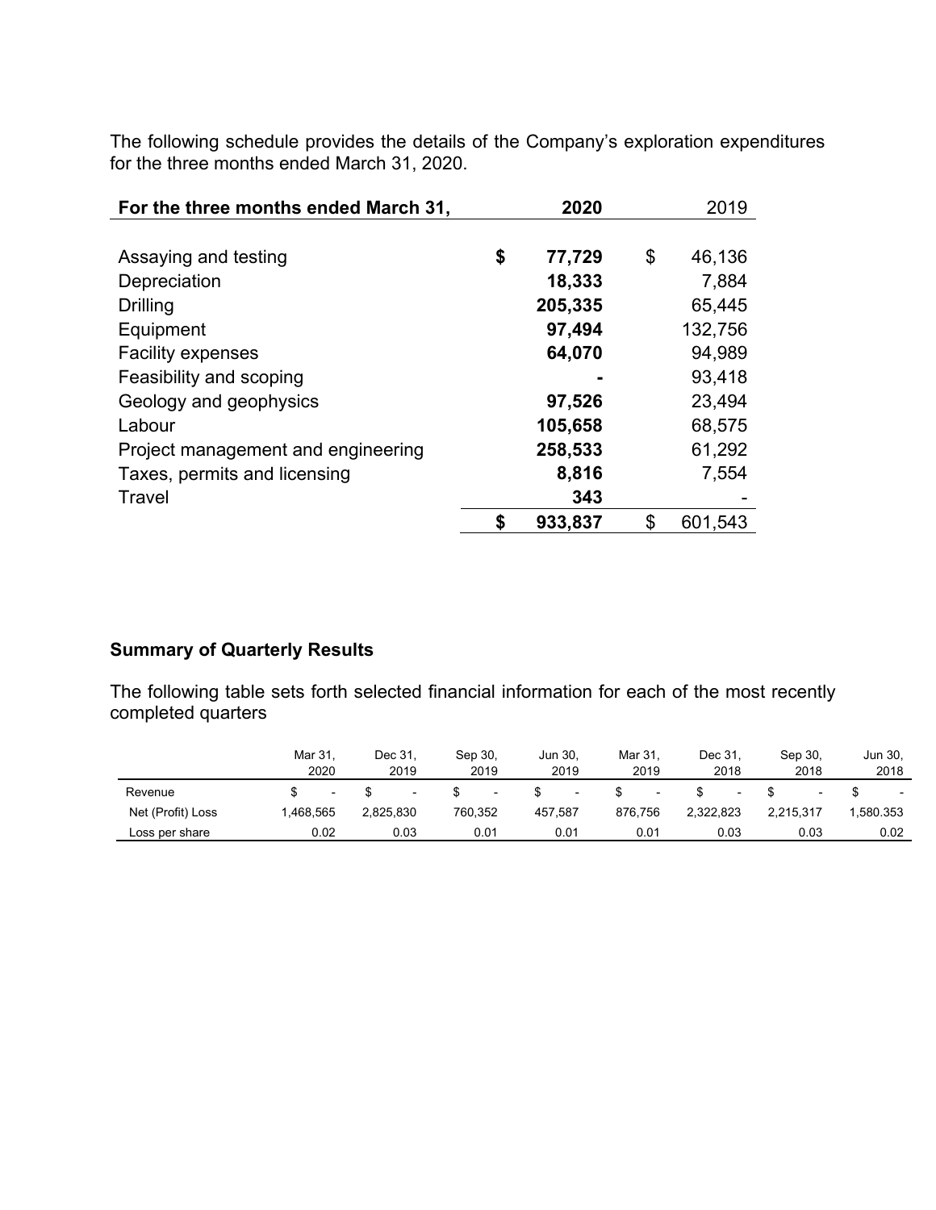The following schedule provides the details of the Company's exploration expenditures for the three months ended March 31, 2020.

| For the three months ended March 31, | 2020 | 2019 |
|---|---|---|
| Assaying and testing | **$ 77,729** | $ 46,136 |
| Depreciation | **18,333** | 7,884 |
| Drilling | **205,335** | 65,445 |
| Equipment | **97,494** | 132,756 |
| Facility expenses | **64,070** | 94,989 |
| Feasibility and scoping | **-** | 93,418 |
| Geology and geophysics | **97,526** | 23,494 |
| Labour | **105,658** | 68,575 |
| Project management and engineering | **258,533** | 61,292 |
| Taxes, permits and licensing | **8,816** | 7,554 |
| Travel | **343** | - |
| | **$ 933,837** | $ 601,543 |

**Summary of Quarterly Results**

The following table sets forth selected financial information for each of the most recently completed quarters

| | Mar 31, 2020 | Dec 31, 2019 | Sep 30, 2019 | Jun 30, 2019 | Mar 31, 2019 | Dec 31, 2018 | Sep 30, 2018 | Jun 30, 2018 |
|---|---|---|---|---|---|---|---|---|
| Revenue | $ - | $ - | $ - | $ - | $ - | $ - | $ - | $ - |
| Net (Profit) Loss | 1,468,565 | 2,825,830 | 760,352 | 457,587 | 876,756 | 2,322,823 | 2,215,317 | 1,580.353 |
| Loss per share | 0.02 | 0.03 | 0.01 | 0.01 | 0.01 | 0.03 | 0.03 | 0.02 |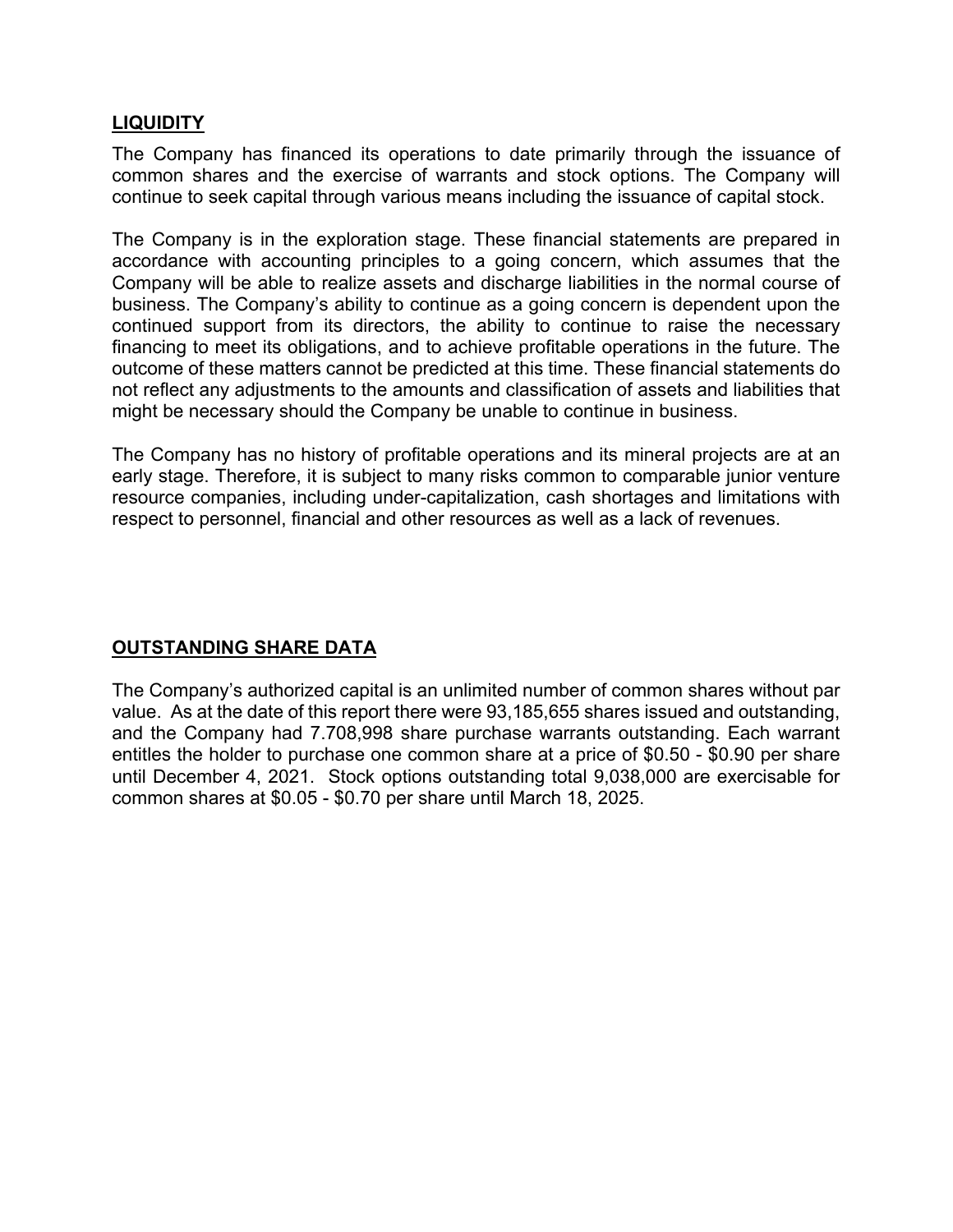## LIQUIDITY

The Company has financed its operations to date primarily through the issuance of common shares and the exercise of warrants and stock options. The Company will continue to seek capital through various means including the issuance of capital stock.

The Company is in the exploration stage. These financial statements are prepared in accordance with accounting principles to a going concern, which assumes that the Company will be able to realize assets and discharge liabilities in the normal course of business. The Company's ability to continue as a going concern is dependent upon the continued support from its directors, the ability to continue to raise the necessary financing to meet its obligations, and to achieve profitable operations in the future. The outcome of these matters cannot be predicted at this time. These financial statements do not reflect any adjustments to the amounts and classification of assets and liabilities that might be necessary should the Company be unable to continue in business.

The Company has no history of profitable operations and its mineral projects are at an early stage. Therefore, it is subject to many risks common to comparable junior venture resource companies, including under-capitalization, cash shortages and limitations with respect to personnel, financial and other resources as well as a lack of revenues.

## OUTSTANDING SHARE DATA

The Company's authorized capital is an unlimited number of common shares without par value. As at the date of this report there were 93,185,655 shares issued and outstanding, and the Company had 7.708,998 share purchase warrants outstanding. Each warrant entitles the holder to purchase one common share at a price of $0.50 - $0.90 per share until December 4, 2021. Stock options outstanding total 9,038,000 are exercisable for common shares at $0.05 - $0.70 per share until March 18, 2025.